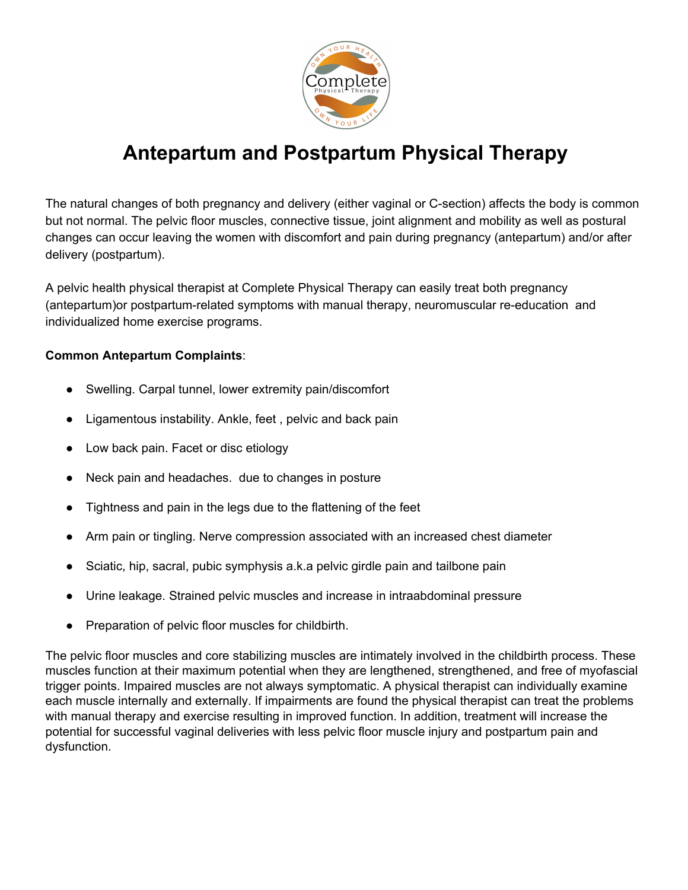# Antepartum and Postpartum Physical Therapy

The natural changes of both pregnancy and delivery (either vaginal or C-section) affects the body is common but not normal. The pelvic floor muscles, connective tissue, joint alignment and mobility as well as postural changes can occur leaving the women with discomfort and pain during pregnancy (antepartum) and/or after delivery (postpartum).

A pelvic health physical therapist at Complete Physical Therapy can easily treat both pregnancy (antepartum)or postpartum-related symptoms with manual therapy, neuromuscular re-education and individualized home exercise programs.

**Common Antepartum Complaints**:

- Swelling. Carpal tunnel, lower extremity pain/discomfort
- Ligamentous instability. Ankle, feet , pelvic and back pain
- Low back pain. Facet or disc etiology
- Neck pain and headaches. due to changes in posture
- Tightness and pain in the legs due to the flattening of the feet
- Arm pain or tingling. Nerve compression associated with an increased chest diameter
- Sciatic, hip, sacral, pubic symphysis a.k.a pelvic girdle pain and tailbone pain
- Urine leakage. Strained pelvic muscles and increase in intraabdominal pressure
- Preparation of pelvic floor muscles for childbirth.

The pelvic floor muscles and core stabilizing muscles are intimately involved in the childbirth process. These muscles function at their maximum potential when they are lengthened, strengthened, and free of myofascial trigger points. Impaired muscles are not always symptomatic. A physical therapist can individually examine each muscle internally and externally. If impairments are found the physical therapist can treat the problems with manual therapy and exercise resulting in improved function. In addition, treatment will increase the potential for successful vaginal deliveries with less pelvic floor muscle injury and postpartum pain and dysfunction.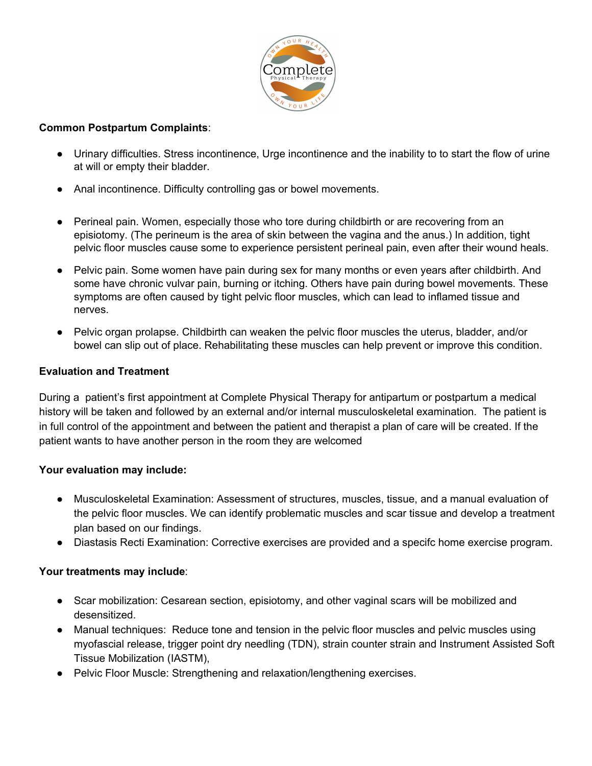**Common Postpartum Complaints**:

- Urinary difficulties. Stress incontinence, Urge incontinence and the inability to to start the flow of urine at will or empty their bladder.
- Anal incontinence. Difficulty controlling gas or bowel movements.
- Perineal pain. Women, especially those who tore during childbirth or are recovering from an episiotomy. (The perineum is the area of skin between the vagina and the anus.) In addition, tight pelvic floor muscles cause some to experience persistent perineal pain, even after their wound heals.
- Pelvic pain. Some women have pain during sex for many months or even years after childbirth. And some have chronic vulvar pain, burning or itching. Others have pain during bowel movements. These symptoms are often caused by tight pelvic floor muscles, which can lead to inflamed tissue and nerves.
- Pelvic organ prolapse. Childbirth can weaken the pelvic floor muscles the uterus, bladder, and/or bowel can slip out of place. Rehabilitating these muscles can help prevent or improve this condition.

**Evaluation and Treatment**

During a patient's first appointment at Complete Physical Therapy for antipartum or postpartum a medical history will be taken and followed by an external and/or internal musculoskeletal examination. The patient is in full control of the appointment and between the patient and therapist a plan of care will be created. If the patient wants to have another person in the room they are welcomed

**Your evaluation may include:**

- Musculoskeletal Examination: Assessment of structures, muscles, tissue, and a manual evaluation of the pelvic floor muscles. We can identify problematic muscles and scar tissue and develop a treatment plan based on our findings.
- Diastasis Recti Examination: Corrective exercises are provided and a specifc home exercise program.

**Your treatments may include**:

- Scar mobilization: Cesarean section, episiotomy, and other vaginal scars will be mobilized and desensitized.
- Manual techniques: Reduce tone and tension in the pelvic floor muscles and pelvic muscles using myofascial release, trigger point dry needling (TDN), strain counter strain and Instrument Assisted Soft Tissue Mobilization (IASTM),
- Pelvic Floor Muscle: Strengthening and relaxation/lengthening exercises.